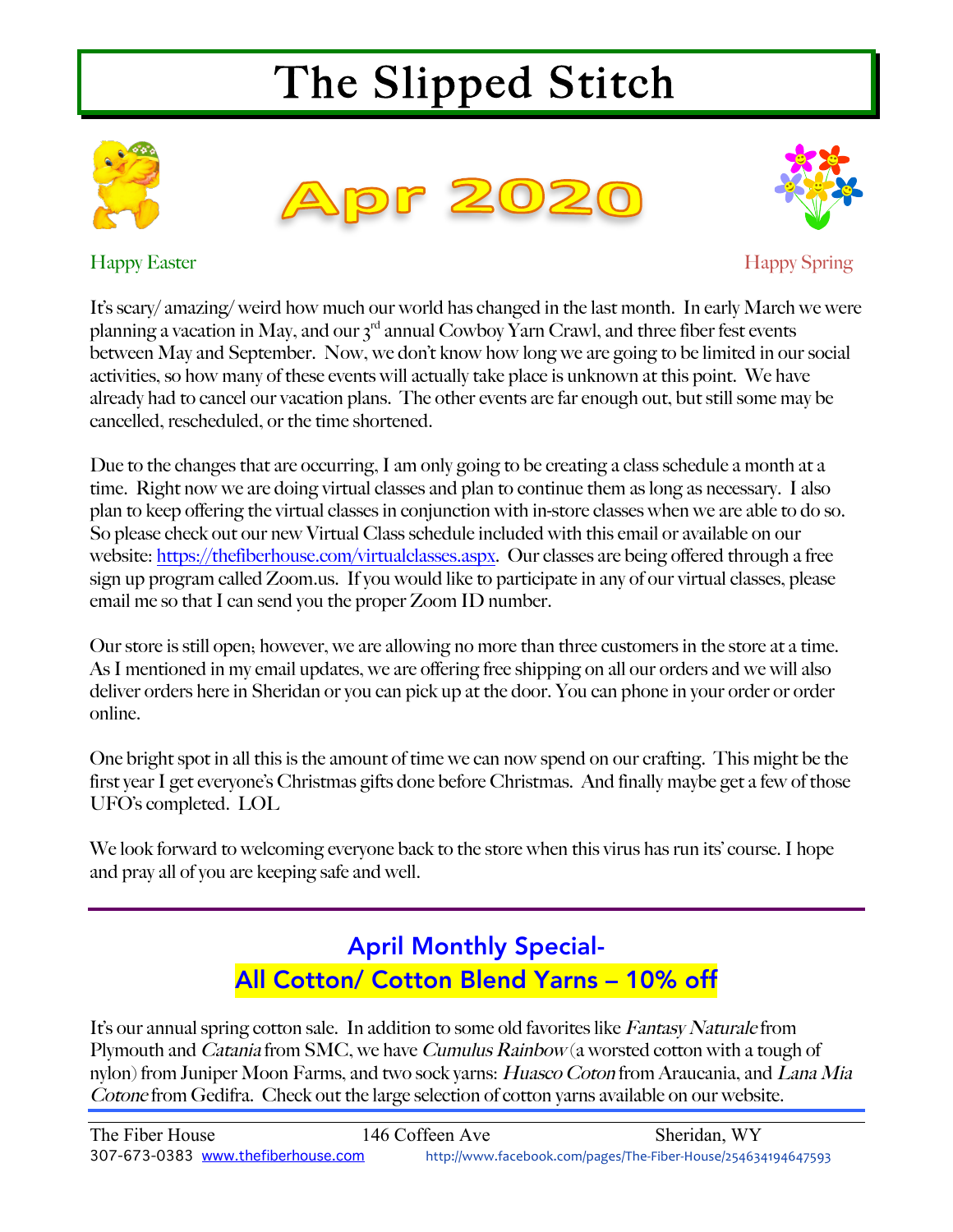# The Slipped Stitch

## Apr 2020

Happy Easter

Happy Spring

It's scary/ amazing/ weird how much our world has changed in the last month. In early March we were planning a vacation in May, and our 3rd annual Cowboy Yarn Crawl, and three fiber fest events between May and September. Now, we don't know how long we are going to be limited in our social activities, so how many of these events will actually take place is unknown at this point. We have already had to cancel our vacation plans. The other events are far enough out, but still some may be cancelled, rescheduled, or the time shortened.

Due to the changes that are occurring, I am only going to be creating a class schedule a month at a time. Right now we are doing virtual classes and plan to continue them as long as necessary. I also plan to keep offering the virtual classes in conjunction with in-store classes when we are able to do so. So please check out our new Virtual Class schedule included with this email or available on our website: https://thefiberhouse.com/virtualclasses.aspx. Our classes are being offered through a free sign up program called Zoom.us. If you would like to participate in any of our virtual classes, please email me so that I can send you the proper Zoom ID number.

Our store is still open; however, we are allowing no more than three customers in the store at a time. As I mentioned in my email updates, we are offering free shipping on all our orders and we will also deliver orders here in Sheridan or you can pick up at the door. You can phone in your order or order online.

One bright spot in all this is the amount of time we can now spend on our crafting. This might be the first year I get everyone's Christmas gifts done before Christmas. And finally maybe get a few of those UFO's completed. LOL

We look forward to welcoming everyone back to the store when this virus has run its' course. I hope and pray all of you are keeping safe and well.

---

## April Monthly Special-
## All Cotton/ Cotton Blend Yarns – 10% off

It's our annual spring cotton sale. In addition to some old favorites like *Fantasy Naturale* from Plymouth and *Catania* from SMC, we have *Cumulus Rainbow* (a worsted cotton with a tough of nylon) from Juniper Moon Farms, and two sock yarns: *Huasco Coton* from Araucania, and *Lana Mia Cotone* from Gedifra. Check out the large selection of cotton yarns available on our website.

---

The Fiber House 146 Coffeen Ave Sheridan, WY
307-673-0383 www.thefiberhouse.com http://www.facebook.com/pages/The-Fiber-House/254634194647593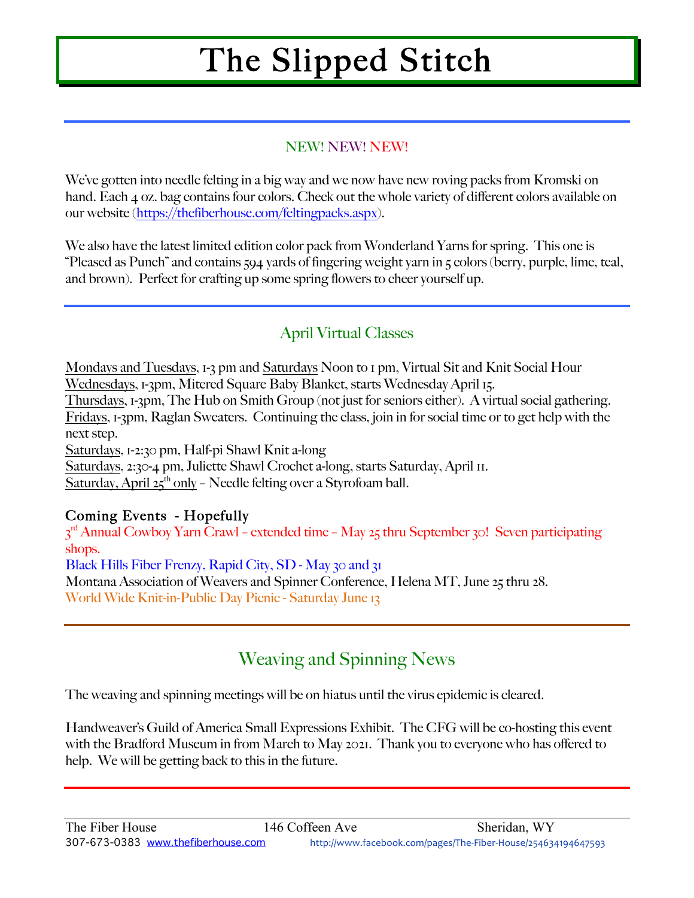# The Slipped Stitch

NEW! NEW! NEW!

We've gotten into needle felting in a big way and we now have new roving packs from Kromski on hand. Each 4 oz. bag contains four colors. Check out the whole variety of different colors available on our website (https://thefiberhouse.com/feltingpacks.aspx).

We also have the latest limited edition color pack from Wonderland Yarns for spring. This one is "Pleased as Punch" and contains 594 yards of fingering weight yarn in 5 colors (berry, purple, lime, teal, and brown). Perfect for crafting up some spring flowers to cheer yourself up.

## April Virtual Classes

Mondays and Tuesdays, 1-3 pm and Saturdays Noon to 1 pm, Virtual Sit and Knit Social Hour
Wednesdays, 1-3pm, Mitered Square Baby Blanket, starts Wednesday April 15.
Thursdays, 1-3pm, The Hub on Smith Group (not just for seniors either). A virtual social gathering.
Fridays, 1-3pm, Raglan Sweaters. Continuing the class, join in for social time or to get help with the next step.
Saturdays, 1-2:30 pm, Half-pi Shawl Knit a-long
Saturdays, 2:30-4 pm, Juliette Shawl Crochet a-long, starts Saturday, April 11.
Saturday, April 25th only – Needle felting over a Styrofoam ball.

**Coming Events - Hopefully**

3rd Annual Cowboy Yarn Crawl – extended time – May 25 thru September 30! Seven participating shops.
Black Hills Fiber Frenzy, Rapid City, SD - May 30 and 31
Montana Association of Weavers and Spinner Conference, Helena MT, June 25 thru 28.
World Wide Knit-in-Public Day Picnic - Saturday June 13

## Weaving and Spinning News

The weaving and spinning meetings will be on hiatus until the virus epidemic is cleared.

Handweaver's Guild of America Small Expressions Exhibit. The CFG will be co-hosting this event with the Bradford Museum in from March to May 2021. Thank you to everyone who has offered to help. We will be getting back to this in the future.

The Fiber House 146 Coffeen Ave Sheridan, WY
307-673-0383 www.thefiberhouse.com http://www.facebook.com/pages/The-Fiber-House/254634194647593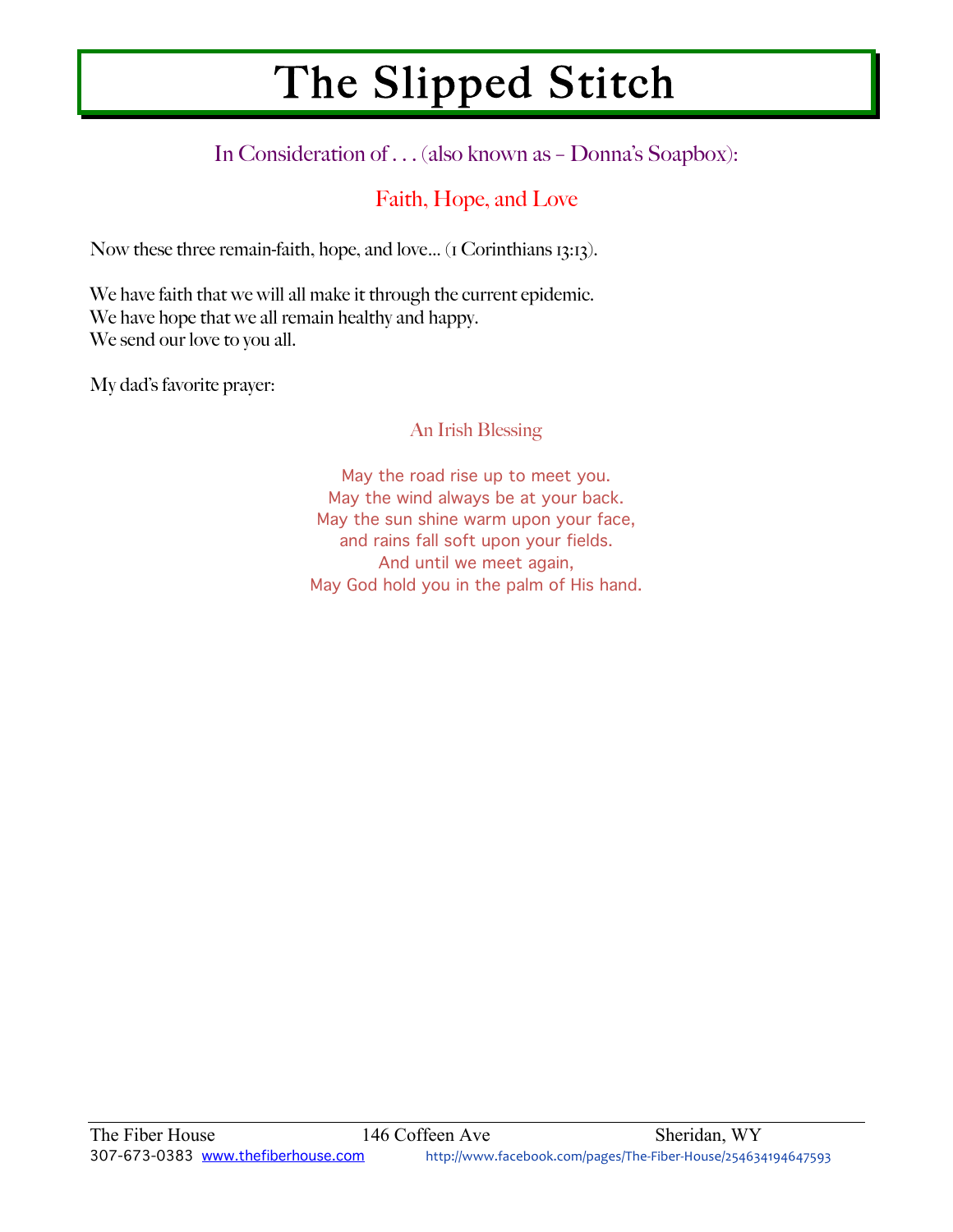# The Slipped Stitch

## In Consideration of . . . (also known as – Donna's Soapbox):

## Faith, Hope, and Love

Now these three remain-faith, hope, and love… (1 Corinthians 13:13).

We have faith that we will all make it through the current epidemic.
We have hope that we all remain healthy and happy.
We send our love to you all.

My dad's favorite prayer:

### An Irish Blessing

May the road rise up to meet you.
May the wind always be at your back.
May the sun shine warm upon your face,
and rains fall soft upon your fields.
And until we meet again,
May God hold you in the palm of His hand.

The Fiber House 146 Coffeen Ave Sheridan, WY
307-673-0383 www.thefiberhouse.com http://www.facebook.com/pages/The-Fiber-House/254634194647593